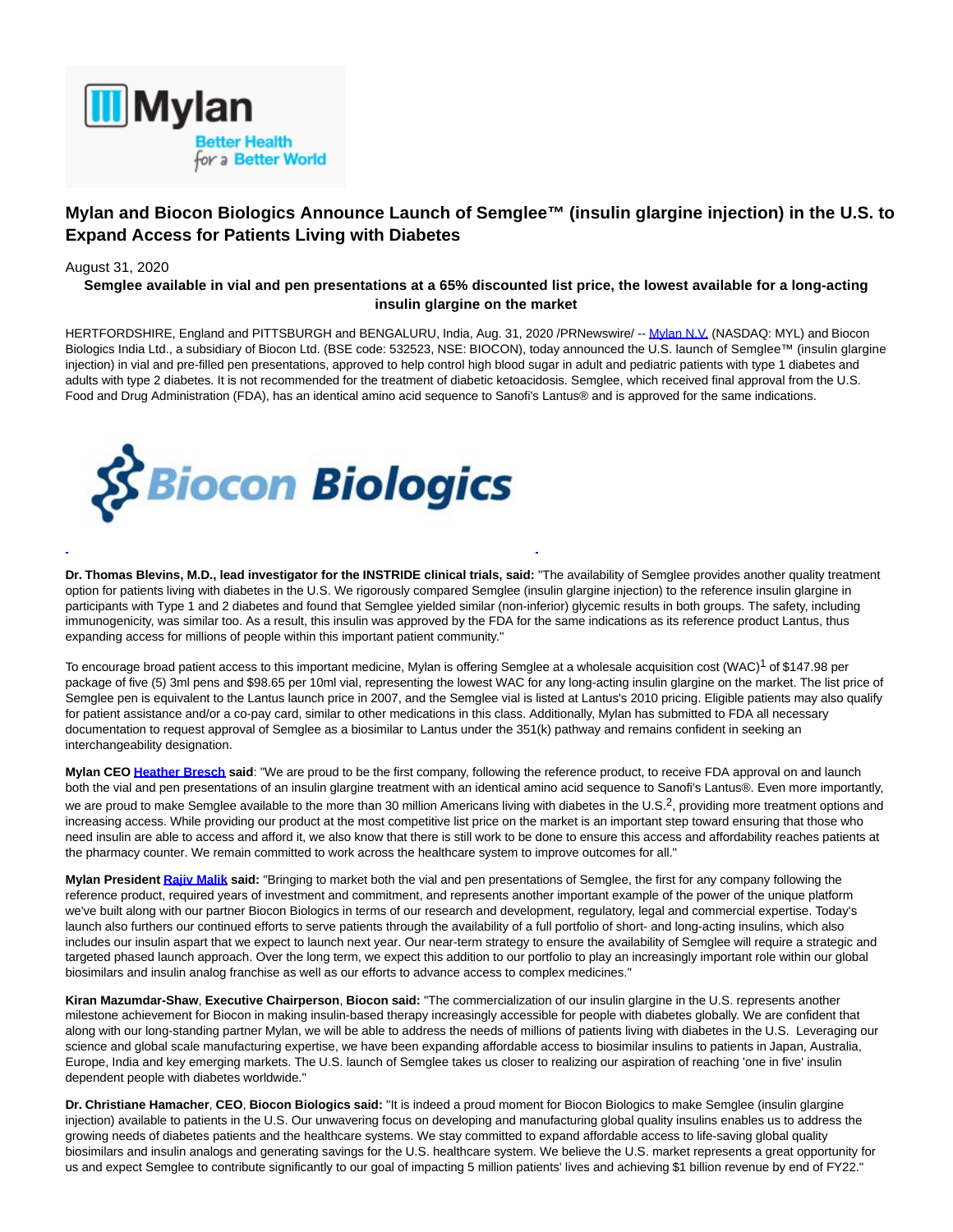# Mylan and Biocon Biologics Announce Launch of Semglee™ (insulin glargine injection) in the U.S. to Expand Access for Patients Living with Diabetes

August 31, 2020

**Semglee available in vial and pen presentations at a 65% discounted list price, the lowest available for a long-acting insulin glargine on the market**

HERTFORDSHIRE, England and PITTSBURGH and BENGALURU, India, Aug. 31, 2020 /PRNewswire/ -- Mylan N.V. (NASDAQ: MYL) and Biocon Biologics India Ltd., a subsidiary of Biocon Ltd. (BSE code: 532523, NSE: BIOCON), today announced the U.S. launch of Semglee™ (insulin glargine injection) in vial and pre-filled pen presentations, approved to help control high blood sugar in adult and pediatric patients with type 1 diabetes and adults with type 2 diabetes. It is not recommended for the treatment of diabetic ketoacidosis. Semglee, which received final approval from the U.S. Food and Drug Administration (FDA), has an identical amino acid sequence to Sanofi's Lantus® and is approved for the same indications.

**Dr. Thomas Blevins, M.D., lead investigator for the INSTRIDE clinical trials, said:** "The availability of Semglee provides another quality treatment option for patients living with diabetes in the U.S. We rigorously compared Semglee (insulin glargine injection) to the reference insulin glargine in participants with Type 1 and 2 diabetes and found that Semglee yielded similar (non-inferior) glycemic results in both groups. The safety, including immunogenicity, was similar too. As a result, this insulin was approved by the FDA for the same indications as its reference product Lantus, thus expanding access for millions of people within this important patient community."

To encourage broad patient access to this important medicine, Mylan is offering Semglee at a wholesale acquisition cost (WAC)[1] of $147.98 per package of five (5) 3ml pens and $98.65 per 10ml vial, representing the lowest WAC for any long-acting insulin glargine on the market. The list price of Semglee pen is equivalent to the Lantus launch price in 2007, and the Semglee vial is listed at Lantus's 2010 pricing. Eligible patients may also qualify for patient assistance and/or a co-pay card, similar to other medications in this class. Additionally, Mylan has submitted to FDA all necessary documentation to request approval of Semglee as a biosimilar to Lantus under the 351(k) pathway and remains confident in seeking an interchangeability designation.

**Mylan CEO Heather Bresch said**: "We are proud to be the first company, following the reference product, to receive FDA approval on and launch both the vial and pen presentations of an insulin glargine treatment with an identical amino acid sequence to Sanofi's Lantus®. Even more importantly, we are proud to make Semglee available to the more than 30 million Americans living with diabetes in the U.S.[2], providing more treatment options and increasing access. While providing our product at the most competitive list price on the market is an important step toward ensuring that those who need insulin are able to access and afford it, we also know that there is still work to be done to ensure this access and affordability reaches patients at the pharmacy counter. We remain committed to work across the healthcare system to improve outcomes for all."

**Mylan President Rajiv Malik said:** "Bringing to market both the vial and pen presentations of Semglee, the first for any company following the reference product, required years of investment and commitment, and represents another important example of the power of the unique platform we've built along with our partner Biocon Biologics in terms of our research and development, regulatory, legal and commercial expertise. Today's launch also furthers our continued efforts to serve patients through the availability of a full portfolio of short- and long-acting insulins, which also includes our insulin aspart that we expect to launch next year. Our near-term strategy to ensure the availability of Semglee will require a strategic and targeted phased launch approach. Over the long term, we expect this addition to our portfolio to play an increasingly important role within our global biosimilars and insulin analog franchise as well as our efforts to advance access to complex medicines."

**Kiran Mazumdar-Shaw, Executive Chairperson, Biocon said:** "The commercialization of our insulin glargine in the U.S. represents another milestone achievement for Biocon in making insulin-based therapy increasingly accessible for people with diabetes globally. We are confident that along with our long-standing partner Mylan, we will be able to address the needs of millions of patients living with diabetes in the U.S. Leveraging our science and global scale manufacturing expertise, we have been expanding affordable access to biosimilar insulins to patients in Japan, Australia, Europe, India and key emerging markets. The U.S. launch of Semglee takes us closer to realizing our aspiration of reaching 'one in five' insulin dependent people with diabetes worldwide."

**Dr. Christiane Hamacher, CEO, Biocon Biologics said:** "It is indeed a proud moment for Biocon Biologics to make Semglee (insulin glargine injection) available to patients in the U.S. Our unwavering focus on developing and manufacturing global quality insulins enables us to address the growing needs of diabetes patients and the healthcare systems. We stay committed to expand affordable access to life-saving global quality biosimilars and insulin analogs and generating savings for the U.S. healthcare system. We believe the U.S. market represents a great opportunity for us and expect Semglee to contribute significantly to our goal of impacting 5 million patients' lives and achieving $1 billion revenue by end of FY22."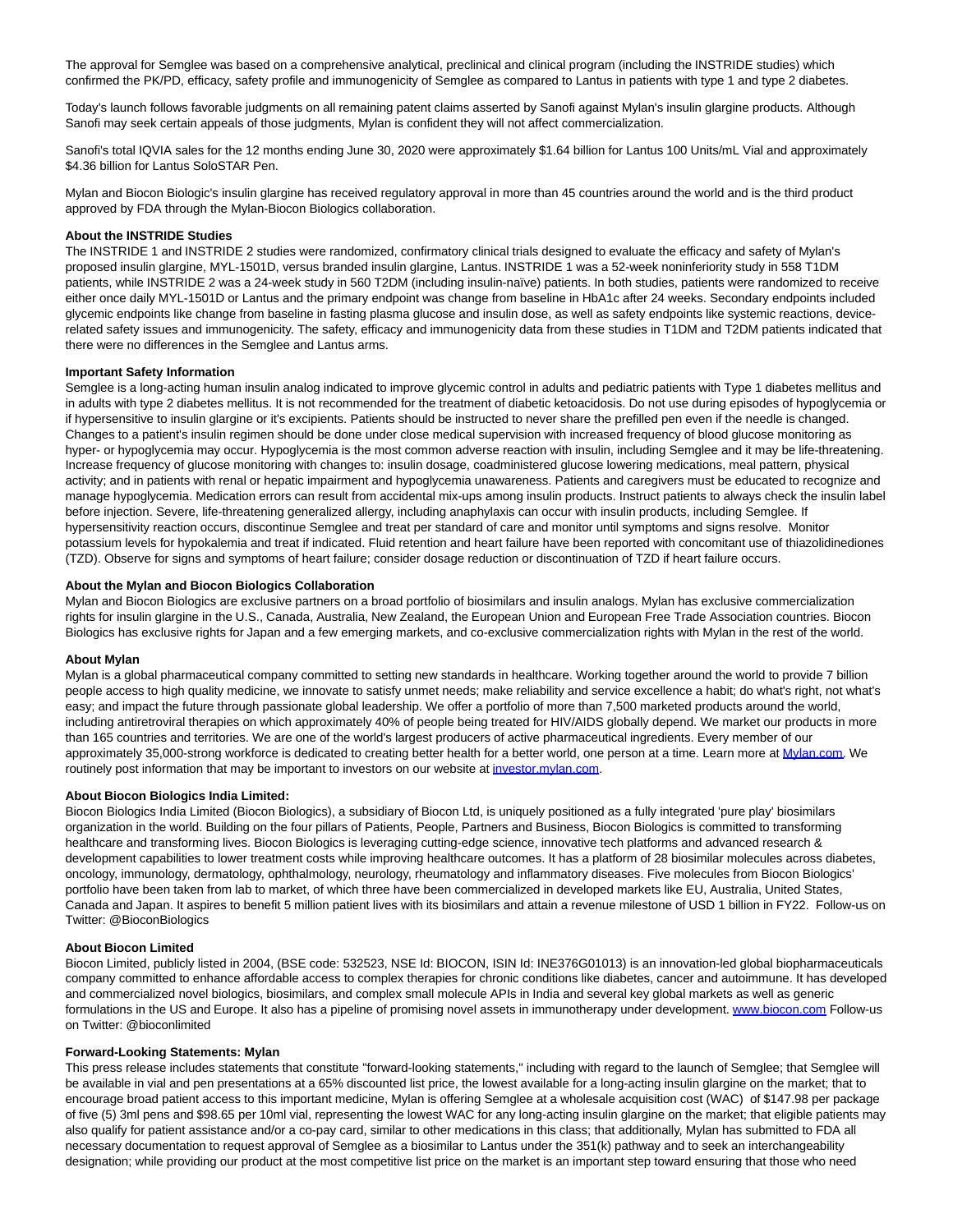The approval for Semglee was based on a comprehensive analytical, preclinical and clinical program (including the INSTRIDE studies) which confirmed the PK/PD, efficacy, safety profile and immunogenicity of Semglee as compared to Lantus in patients with type 1 and type 2 diabetes.

Today's launch follows favorable judgments on all remaining patent claims asserted by Sanofi against Mylan's insulin glargine products. Although Sanofi may seek certain appeals of those judgments, Mylan is confident they will not affect commercialization.

Sanofi's total IQVIA sales for the 12 months ending June 30, 2020 were approximately $1.64 billion for Lantus 100 Units/mL Vial and approximately $4.36 billion for Lantus SoloSTAR Pen.

Mylan and Biocon Biologic's insulin glargine has received regulatory approval in more than 45 countries around the world and is the third product approved by FDA through the Mylan-Biocon Biologics collaboration.

**About the INSTRIDE Studies**
The INSTRIDE 1 and INSTRIDE 2 studies were randomized, confirmatory clinical trials designed to evaluate the efficacy and safety of Mylan's proposed insulin glargine, MYL-1501D, versus branded insulin glargine, Lantus. INSTRIDE 1 was a 52-week noninferiority study in 558 T1DM patients, while INSTRIDE 2 was a 24-week study in 560 T2DM (including insulin-naïve) patients. In both studies, patients were randomized to receive either once daily MYL-1501D or Lantus and the primary endpoint was change from baseline in HbA1c after 24 weeks. Secondary endpoints included glycemic endpoints like change from baseline in fasting plasma glucose and insulin dose, as well as safety endpoints like systemic reactions, device-related safety issues and immunogenicity. The safety, efficacy and immunogenicity data from these studies in T1DM and T2DM patients indicated that there were no differences in the Semglee and Lantus arms.

**Important Safety Information**
Semglee is a long-acting human insulin analog indicated to improve glycemic control in adults and pediatric patients with Type 1 diabetes mellitus and in adults with type 2 diabetes mellitus. It is not recommended for the treatment of diabetic ketoacidosis. Do not use during episodes of hypoglycemia or if hypersensitive to insulin glargine or it's excipients. Patients should be instructed to never share the prefilled pen even if the needle is changed. Changes to a patient's insulin regimen should be done under close medical supervision with increased frequency of blood glucose monitoring as hyper- or hypoglycemia may occur. Hypoglycemia is the most common adverse reaction with insulin, including Semglee and it may be life-threatening. Increase frequency of glucose monitoring with changes to: insulin dosage, coadministered glucose lowering medications, meal pattern, physical activity; and in patients with renal or hepatic impairment and hypoglycemia unawareness. Patients and caregivers must be educated to recognize and manage hypoglycemia. Medication errors can result from accidental mix-ups among insulin products. Instruct patients to always check the insulin label before injection. Severe, life-threatening generalized allergy, including anaphylaxis can occur with insulin products, including Semglee. If hypersensitivity reaction occurs, discontinue Semglee and treat per standard of care and monitor until symptoms and signs resolve. Monitor potassium levels for hypokalemia and treat if indicated. Fluid retention and heart failure have been reported with concomitant use of thiazolidinediones (TZD). Observe for signs and symptoms of heart failure; consider dosage reduction or discontinuation of TZD if heart failure occurs.

**About the Mylan and Biocon Biologics Collaboration**
Mylan and Biocon Biologics are exclusive partners on a broad portfolio of biosimilars and insulin analogs. Mylan has exclusive commercialization rights for insulin glargine in the U.S., Canada, Australia, New Zealand, the European Union and European Free Trade Association countries. Biocon Biologics has exclusive rights for Japan and a few emerging markets, and co-exclusive commercialization rights with Mylan in the rest of the world.

**About Mylan**
Mylan is a global pharmaceutical company committed to setting new standards in healthcare. Working together around the world to provide 7 billion people access to high quality medicine, we innovate to satisfy unmet needs; make reliability and service excellence a habit; do what's right, not what's easy; and impact the future through passionate global leadership. We offer a portfolio of more than 7,500 marketed products around the world, including antiretroviral therapies on which approximately 40% of people being treated for HIV/AIDS globally depend. We market our products in more than 165 countries and territories. We are one of the world's largest producers of active pharmaceutical ingredients. Every member of our approximately 35,000-strong workforce is dedicated to creating better health for a better world, one person at a time. Learn more at [Mylan.com](Mylan.com). We routinely post information that may be important to investors on our website at [investor.mylan.com](investor.mylan.com).

**About Biocon Biologics India Limited:**
Biocon Biologics India Limited (Biocon Biologics), a subsidiary of Biocon Ltd, is uniquely positioned as a fully integrated 'pure play' biosimilars organization in the world. Building on the four pillars of Patients, People, Partners and Business, Biocon Biologics is committed to transforming healthcare and transforming lives. Biocon Biologics is leveraging cutting-edge science, innovative tech platforms and advanced research & development capabilities to lower treatment costs while improving healthcare outcomes. It has a platform of 28 biosimilar molecules across diabetes, oncology, immunology, dermatology, ophthalmology, neurology, rheumatology and inflammatory diseases. Five molecules from Biocon Biologics' portfolio have been taken from lab to market, of which three have been commercialized in developed markets like EU, Australia, United States, Canada and Japan. It aspires to benefit 5 million patient lives with its biosimilars and attain a revenue milestone of USD 1 billion in FY22. Follow-us on Twitter: @BioconBiologics

**About Biocon Limited**
Biocon Limited, publicly listed in 2004, (BSE code: 532523, NSE Id: BIOCON, ISIN Id: INE376G01013) is an innovation-led global biopharmaceuticals company committed to enhance affordable access to complex therapies for chronic conditions like diabetes, cancer and autoimmune. It has developed and commercialized novel biologics, biosimilars, and complex small molecule APIs in India and several key global markets as well as generic formulations in the US and Europe. It also has a pipeline of promising novel assets in immunotherapy under development. [www.biocon.com](www.biocon.com) Follow-us on Twitter: @bioconlimited

**Forward-Looking Statements: Mylan**
This press release includes statements that constitute "forward-looking statements," including with regard to the launch of Semglee; that Semglee will be available in vial and pen presentations at a 65% discounted list price, the lowest available for a long-acting insulin glargine on the market; that to encourage broad patient access to this important medicine, Mylan is offering Semglee at a wholesale acquisition cost (WAC) of $147.98 per package of five (5) 3ml pens and $98.65 per 10ml vial, representing the lowest WAC for any long-acting insulin glargine on the market; that eligible patients may also qualify for patient assistance and/or a co-pay card, similar to other medications in this class; that additionally, Mylan has submitted to FDA all necessary documentation to request approval of Semglee as a biosimilar to Lantus under the 351(k) pathway and to seek an interchangeability designation; while providing our product at the most competitive list price on the market is an important step toward ensuring that those who need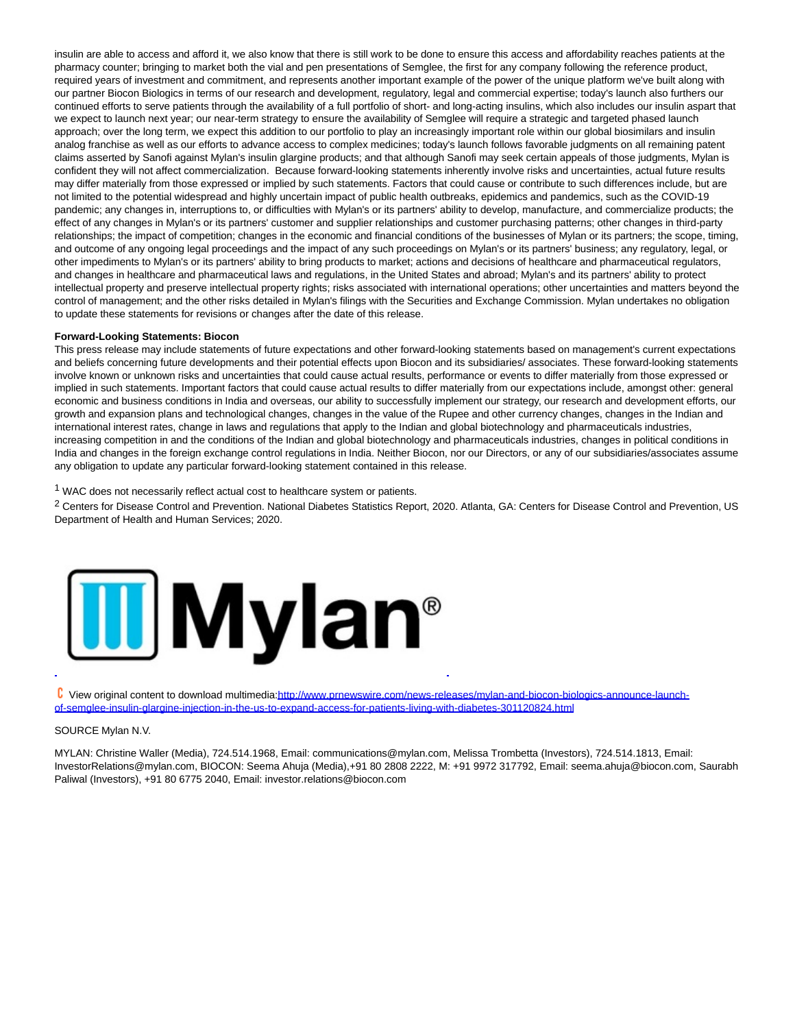insulin are able to access and afford it, we also know that there is still work to be done to ensure this access and affordability reaches patients at the pharmacy counter; bringing to market both the vial and pen presentations of Semglee, the first for any company following the reference product, required years of investment and commitment, and represents another important example of the power of the unique platform we've built along with our partner Biocon Biologics in terms of our research and development, regulatory, legal and commercial expertise; today's launch also furthers our continued efforts to serve patients through the availability of a full portfolio of short- and long-acting insulins, which also includes our insulin aspart that we expect to launch next year; our near-term strategy to ensure the availability of Semglee will require a strategic and targeted phased launch approach; over the long term, we expect this addition to our portfolio to play an increasingly important role within our global biosimilars and insulin analog franchise as well as our efforts to advance access to complex medicines; today's launch follows favorable judgments on all remaining patent claims asserted by Sanofi against Mylan's insulin glargine products; and that although Sanofi may seek certain appeals of those judgments, Mylan is confident they will not affect commercialization. Because forward-looking statements inherently involve risks and uncertainties, actual future results may differ materially from those expressed or implied by such statements. Factors that could cause or contribute to such differences include, but are not limited to the potential widespread and highly uncertain impact of public health outbreaks, epidemics and pandemics, such as the COVID-19 pandemic; any changes in, interruptions to, or difficulties with Mylan's or its partners' ability to develop, manufacture, and commercialize products; the effect of any changes in Mylan's or its partners' customer and supplier relationships and customer purchasing patterns; other changes in third-party relationships; the impact of competition; changes in the economic and financial conditions of the businesses of Mylan or its partners; the scope, timing, and outcome of any ongoing legal proceedings and the impact of any such proceedings on Mylan's or its partners' business; any regulatory, legal, or other impediments to Mylan's or its partners' ability to bring products to market; actions and decisions of healthcare and pharmaceutical regulators, and changes in healthcare and pharmaceutical laws and regulations, in the United States and abroad; Mylan's and its partners' ability to protect intellectual property and preserve intellectual property rights; risks associated with international operations; other uncertainties and matters beyond the control of management; and the other risks detailed in Mylan's filings with the Securities and Exchange Commission. Mylan undertakes no obligation to update these statements for revisions or changes after the date of this release.

**Forward-Looking Statements: Biocon**

This press release may include statements of future expectations and other forward-looking statements based on management's current expectations and beliefs concerning future developments and their potential effects upon Biocon and its subsidiaries/ associates. These forward-looking statements involve known or unknown risks and uncertainties that could cause actual results, performance or events to differ materially from those expressed or implied in such statements. Important factors that could cause actual results to differ materially from our expectations include, amongst other: general economic and business conditions in India and overseas, our ability to successfully implement our strategy, our research and development efforts, our growth and expansion plans and technological changes, changes in the value of the Rupee and other currency changes, changes in the Indian and international interest rates, change in laws and regulations that apply to the Indian and global biotechnology and pharmaceuticals industries, increasing competition in and the conditions of the Indian and global biotechnology and pharmaceuticals industries, changes in political conditions in India and changes in the foreign exchange control regulations in India. Neither Biocon, nor our Directors, or any of our subsidiaries/associates assume any obligation to update any particular forward-looking statement contained in this release.

[1] WAC does not necessarily reflect actual cost to healthcare system or patients.

[2] Centers for Disease Control and Prevention. National Diabetes Statistics Report, 2020. Atlanta, GA: Centers for Disease Control and Prevention, US Department of Health and Human Services; 2020.

Mylan®

View original content to download multimedia:http://www.prnewswire.com/news-releases/mylan-and-biocon-biologics-announce-launch-of-semglee-insulin-glargine-injection-in-the-us-to-expand-access-for-patients-living-with-diabetes-301120824.html

SOURCE Mylan N.V.

MYLAN: Christine Waller (Media), 724.514.1968, Email: communications@mylan.com, Melissa Trombetta (Investors), 724.514.1813, Email: InvestorRelations@mylan.com, BIOCON: Seema Ahuja (Media),+91 80 2808 2222, M: +91 9972 317792, Email: seema.ahuja@biocon.com, Saurabh Paliwal (Investors), +91 80 6775 2040, Email: investor.relations@biocon.com